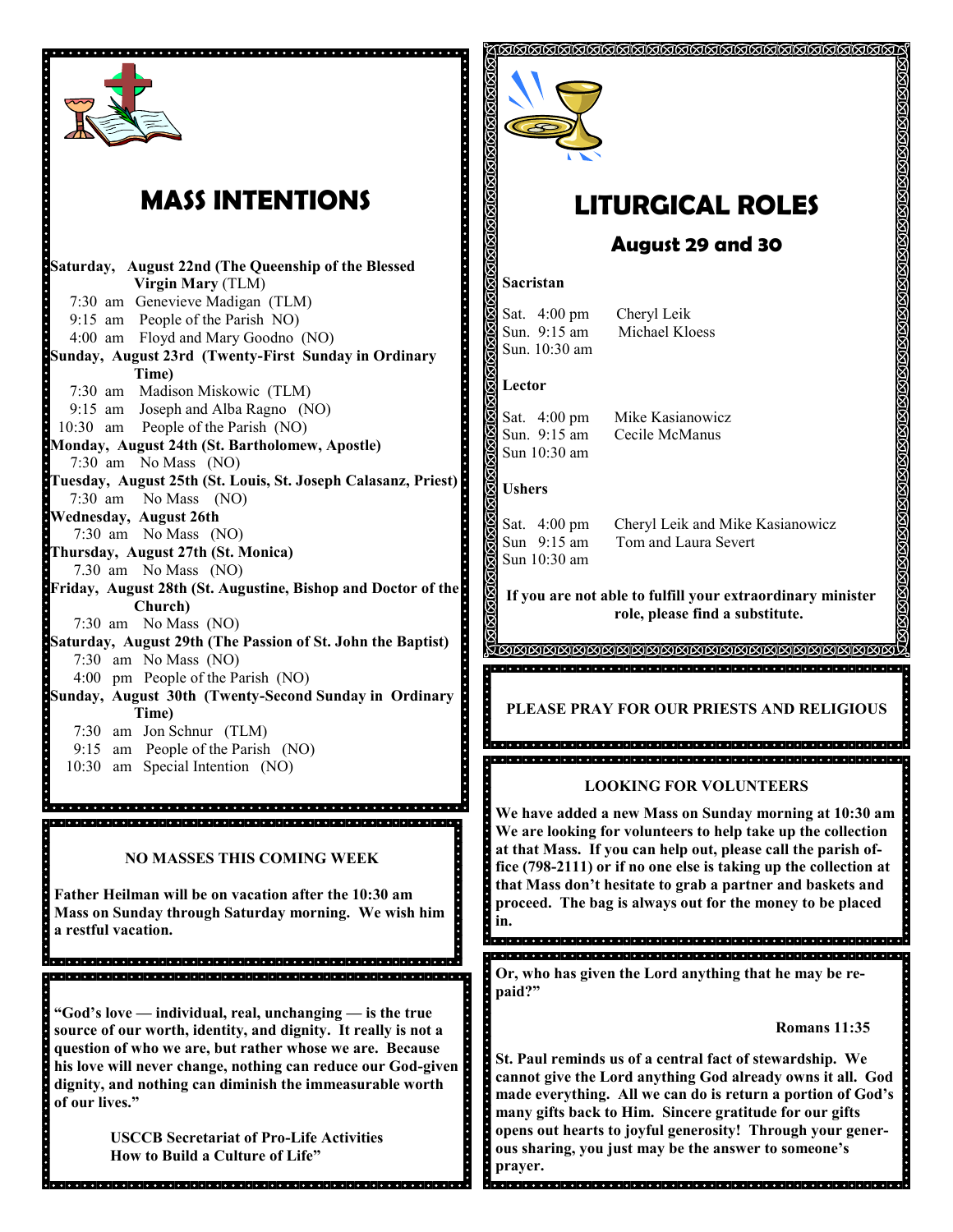# MASS INTENTIONS

**Saturday, August 22nd (The Queenship of the Blessed Virgin Mary** (TLM)
- 7:30 am Genevieve Madigan (TLM)
- 9:15 am People of the Parish NO)
- 4:00 am Floyd and Mary Goodno (NO)

**Sunday, August 23rd (Twenty-First Sunday in Ordinary Time)**
- 7:30 am Madison Miskowic (TLM)
- 9:15 am Joseph and Alba Ragno (NO)
- 10:30 am People of the Parish (NO)

**Monday, August 24th (St. Bartholomew, Apostle)**
- 7:30 am No Mass (NO)

**Tuesday, August 25th (St. Louis, St. Joseph Calasanz, Priest)**
- 7:30 am No Mass (NO)

**Wednesday, August 26th**
- 7:30 am No Mass (NO)

**Thursday, August 27th (St. Monica)**
- 7.30 am No Mass (NO)

**Friday, August 28th (St. Augustine, Bishop and Doctor of the Church)**
- 7:30 am No Mass (NO)

**Saturday, August 29th (The Passion of St. John the Baptist)**
- 7:30 am No Mass (NO)
- 4:00 pm People of the Parish (NO)

**Sunday, August 30th (Twenty-Second Sunday in Ordinary Time)**
- 7:30 am Jon Schnur (TLM)
- 9:15 am People of the Parish (NO)
- 10:30 am Special Intention (NO)

**NO MASSES THIS COMING WEEK**

**Father Heilman will be on vacation after the 10:30 am Mass on Sunday through Saturday morning. We wish him a restful vacation.**

**"God's love — individual, real, unchanging — is the true source of our worth, identity, and dignity. It really is not a question of who we are, but rather whose we are. Because his love will never change, nothing can reduce our God-given dignity, and nothing can diminish the immeasurable worth of our lives."**

**USCCB Secretariat of Pro-Life Activities**
**How to Build a Culture of Life"**

# LITURGICAL ROLES

## August 29 and 30

**Sacristan**

Sat. 4:00 pm Cheryl Leik
Sun. 9:15 am Michael Kloess
Sun. 10:30 am

**Lector**

Sat. 4:00 pm Mike Kasianowicz
Sun. 9:15 am Cecile McManus
Sun 10:30 am

**Ushers**

Sat. 4:00 pm Cheryl Leik and Mike Kasianowicz
Sun 9:15 am Tom and Laura Severt
Sun 10:30 am

**If you are not able to fulfill your extraordinary minister role, please find a substitute.**

**PLEASE PRAY FOR OUR PRIESTS AND RELIGIOUS**

**LOOKING FOR VOLUNTEERS**

**We have added a new Mass on Sunday morning at 10:30 am We are looking for volunteers to help take up the collection at that Mass. If you can help out, please call the parish office (798-2111) or if no one else is taking up the collection at that Mass don't hesitate to grab a partner and baskets and proceed. The bag is always out for the money to be placed in.**

**Or, who has given the Lord anything that he may be repaid?"**

**Romans 11:35**

**St. Paul reminds us of a central fact of stewardship. We cannot give the Lord anything God already owns it all. God made everything. All we can do is return a portion of God's many gifts back to Him. Sincere gratitude for our gifts opens out hearts to joyful generosity! Through your generous sharing, you just may be the answer to someone's prayer.**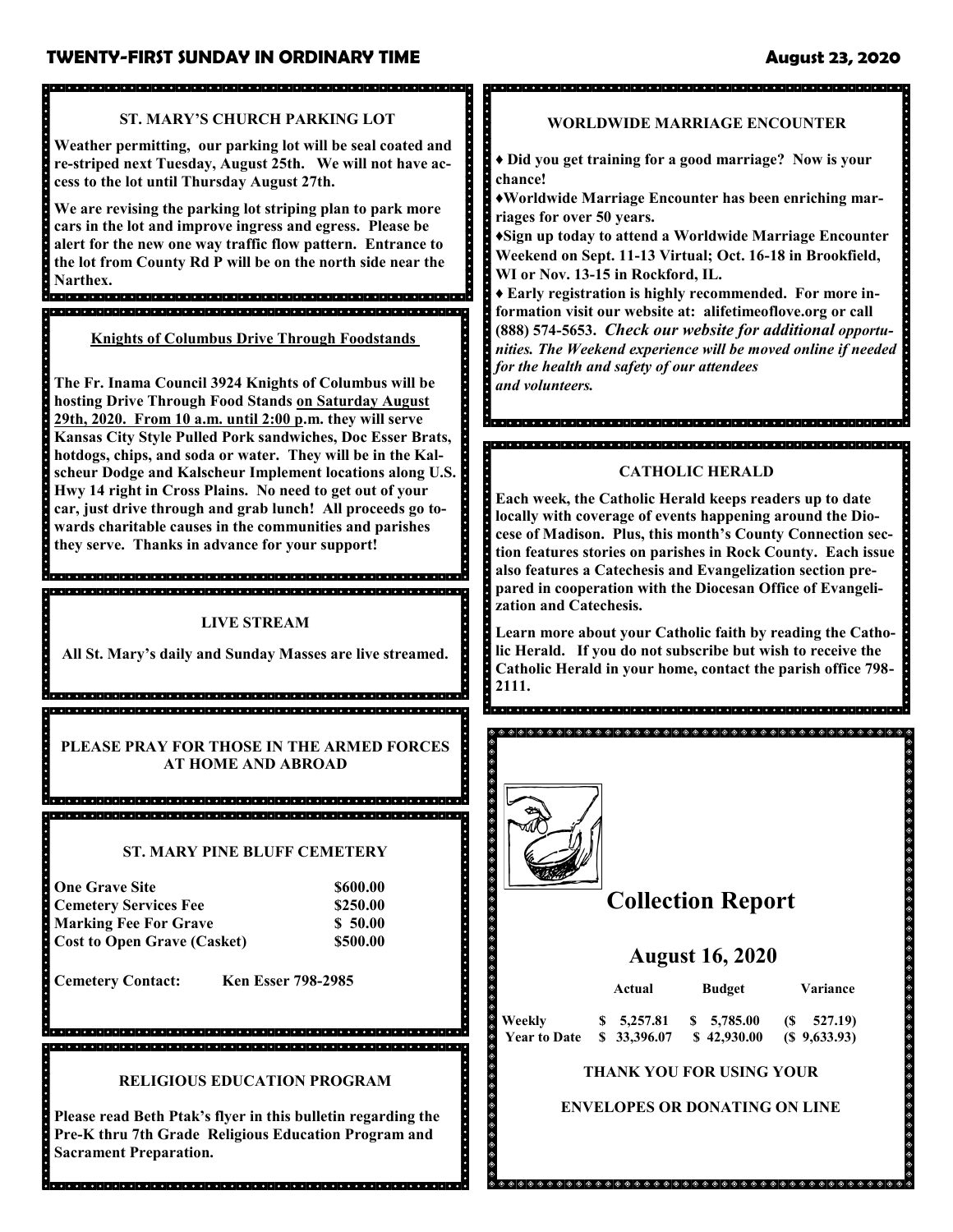## TWENTY-FIRST SUNDAY IN ORDINARY TIME

**August 23, 2020**

### ST. MARY'S CHURCH PARKING LOT

**Weather permitting, our parking lot will be seal coated and re-striped next Tuesday, August 25th. We will not have access to the lot until Thursday August 27th.**

**We are revising the parking lot striping plan to park more cars in the lot and improve ingress and egress. Please be alert for the new one way traffic flow pattern. Entrance to the lot from County Rd P will be on the north side near the Narthex.**

### Knights of Columbus Drive Through Foodstands

**The Fr. Inama Council 3924 Knights of Columbus will be hosting Drive Through Food Stands on Saturday August 29th, 2020. From 10 a.m. until 2:00 p.m. they will serve Kansas City Style Pulled Pork sandwiches, Doc Esser Brats, hotdogs, chips, and soda or water. They will be in the Kalscheur Dodge and Kalscheur Implement locations along U.S. Hwy 14 right in Cross Plains. No need to get out of your car, just drive through and grab lunch! All proceeds go towards charitable causes in the communities and parishes they serve. Thanks in advance for your support!**

### LIVE STREAM

**All St. Mary's daily and Sunday Masses are live streamed.**

### PLEASE PRAY FOR THOSE IN THE ARMED FORCES AT HOME AND ABROAD

### ST. MARY PINE BLUFF CEMETERY

| | |
|---|---|
| **One Grave Site** | **$600.00** |
| **Cemetery Services Fee** | **$250.00** |
| **Marking Fee For Grave** | **$ 50.00** |
| **Cost to Open Grave (Casket)** | **$500.00** |

**Cemetery Contact: Ken Esser 798-2985**

### RELIGIOUS EDUCATION PROGRAM

**Please read Beth Ptak's flyer in this bulletin regarding the Pre-K thru 7th Grade Religious Education Program and Sacrament Preparation.**

### WORLDWIDE MARRIAGE ENCOUNTER

- **Did you get training for a good marriage? Now is your chance!**
- **Worldwide Marriage Encounter has been enriching marriages for over 50 years.**
- **Sign up today to attend a Worldwide Marriage Encounter Weekend on Sept. 11-13 Virtual; Oct. 16-18 in Brookfield, WI or Nov. 13-15 in Rockford, IL.**
- **Early registration is highly recommended. For more information visit our website at: alifetimeoflove.org or call (888) 574-5653.** ***Check our website for additional opportunities. The Weekend experience will be moved online if needed for the health and safety of our attendees and volunteers.***

### CATHOLIC HERALD

**Each week, the Catholic Herald keeps readers up to date locally with coverage of events happening around the Diocese of Madison. Plus, this month's County Connection section features stories on parishes in Rock County. Each issue also features a Catechesis and Evangelization section prepared in cooperation with the Diocesan Office of Evangelization and Catechesis.**

**Learn more about your Catholic faith by reading the Catholic Herald. If you do not subscribe but wish to receive the Catholic Herald in your home, contact the parish office 798-2111.**

## Collection Report

### August 16, 2020

| | Actual | Budget | Variance |
|---|---|---|---|
| **Weekly** | **$ 5,257.81** | **$ 5,785.00** | **($ 527.19)** |
| **Year to Date** | **$ 33,396.07** | **$ 42,930.00** | **($ 9,633.93)** |

**THANK YOU FOR USING YOUR**

**ENVELOPES OR DONATING ON LINE**